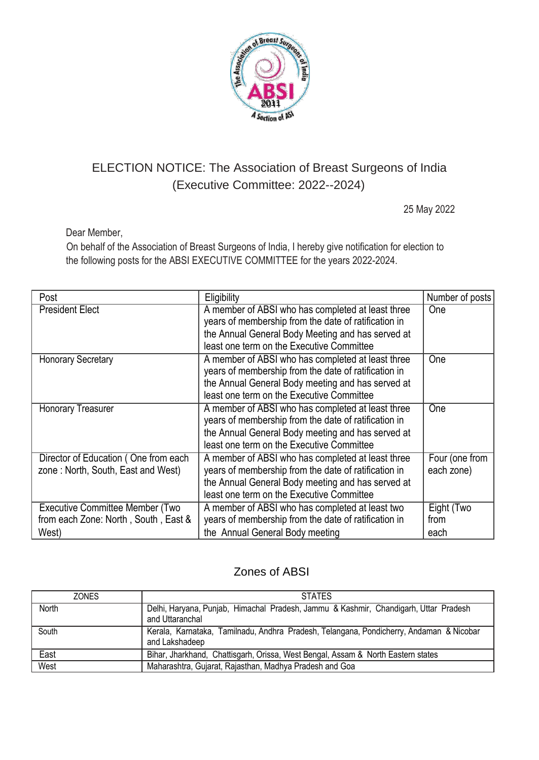# ELECTION NOTICE: The Association of Breast Surgeons of India (Executive Committee: 2022--2024)

25 May 2022

Dear Member,

On behalf of the Association of Breast Surgeons of India, I hereby give notification for election to the following posts for the ABSI EXECUTIVE COMMITTEE for the years 2022-2024.

| Post | Eligibility | Number of posts |
|---|---|---|
| President Elect | A member of ABSI who has completed at least three years of membership from the date of ratification in the Annual General Body Meeting and has served at least one term on the Executive Committee | One |
| Honorary Secretary | A member of ABSI who has completed at least three years of membership from the date of ratification in the Annual General Body meeting and has served at least one term on the Executive Committee | One |
| Honorary Treasurer | A member of ABSI who has completed at least three years of membership from the date of ratification in the Annual General Body meeting and has served at least one term on the Executive Committee | One |
| Director of Education ( One from each zone : North, South, East and West) | A member of ABSI who has completed at least three years of membership from the date of ratification in the Annual General Body meeting and has served at least one term on the Executive Committee | Four (one from each zone) |
| Executive Committee Member (Two from each Zone: North , South , East & West) | A member of ABSI who has completed at least two years of membership from the date of ratification in the Annual General Body meeting | Eight (Two from each |

## Zones of ABSI

| ZONES | STATES |
|---|---|
| North | Delhi, Haryana, Punjab, Himachal Pradesh, Jammu & Kashmir, Chandigarh, Uttar Pradesh and Uttaranchal |
| South | Kerala, Karnataka, Tamilnadu, Andhra Pradesh, Telangana, Pondicherry, Andaman & Nicobar and Lakshadeep |
| East | Bihar, Jharkhand, Chattisgarh, Orissa, West Bengal, Assam & North Eastern states |
| West | Maharashtra, Gujarat, Rajasthan, Madhya Pradesh and Goa |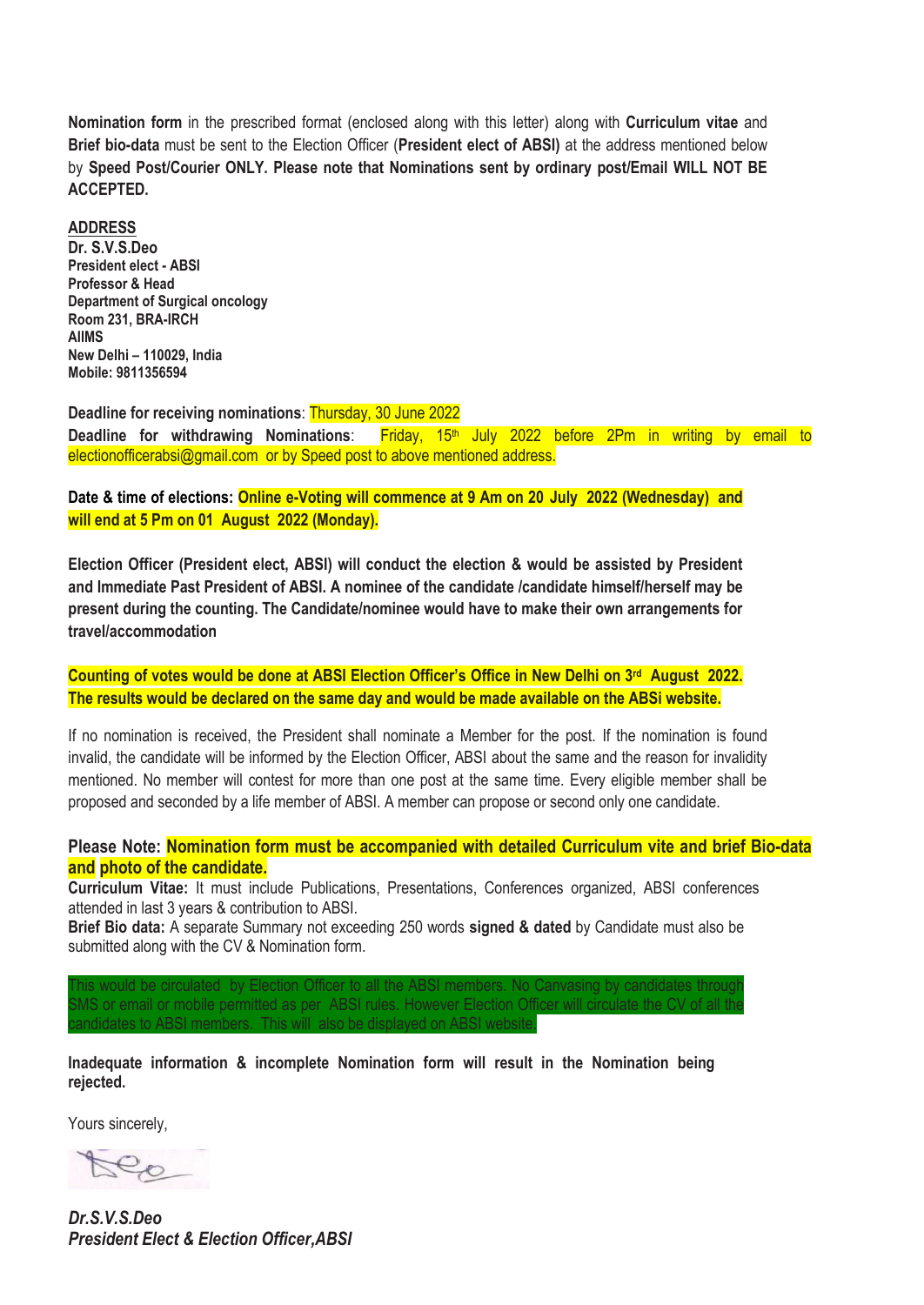**Nomination form** in the prescribed format (enclosed along with this letter) along with **Curriculum vitae** and **Brief bio-data** must be sent to the Election Officer (**President elect of ABSI)** at the address mentioned below by **Speed Post/Courier ONLY. Please note that Nominations sent by ordinary post/Email WILL NOT BE ACCEPTED.**

**ADDRESS**

**Dr. S.V.S.Deo**
**President elect - ABSI**
**Professor & Head**
**Department of Surgical oncology**
**Room 231, BRA-IRCH**
**AIIMS**
**New Delhi – 110029, India**
**Mobile: 9811356594**

**Deadline for receiving nominations**: Thursday, 30 June 2022
**Deadline for withdrawing Nominations**: Friday, 15th July 2022 before 2Pm in writing by email to electionofficerabsi@gmail.com or by Speed post to above mentioned address.

**Date & time of elections: Online e-Voting will commence at 9 Am on 20 July 2022 (Wednesday) and will end at 5 Pm on 01 August 2022 (Monday).**

**Election Officer (President elect, ABSI) will conduct the election & would be assisted by President and Immediate Past President of ABSI. A nominee of the candidate /candidate himself/herself may be present during the counting. The Candidate/nominee would have to make their own arrangements for travel/accommodation**

**Counting of votes would be done at ABSI Election Officer's Office in New Delhi on 3rd August 2022. The results would be declared on the same day and would be made available on the ABSi website.**

If no nomination is received, the President shall nominate a Member for the post. If the nomination is found invalid, the candidate will be informed by the Election Officer, ABSI about the same and the reason for invalidity mentioned. No member will contest for more than one post at the same time. Every eligible member shall be proposed and seconded by a life member of ABSI. A member can propose or second only one candidate.

**Please Note: Nomination form must be accompanied with detailed Curriculum vite and brief Bio-data and photo of the candidate.**
**Curriculum Vitae:** It must include Publications, Presentations, Conferences organized, ABSI conferences attended in last 3 years & contribution to ABSI.
**Brief Bio data:** A separate Summary not exceeding 250 words **signed & dated** by Candidate must also be submitted along with the CV & Nomination form.

This would be circulated by Election Officer to all the ABSI members. No Canvasing by candidates through SMS or email or mobile permitted as per ABSI rules. However Election Officer will circulate the CV of all the candidates to ABSI members. This will also be displayed on ABSI website.

**Inadequate information & incomplete Nomination form will result in the Nomination being rejected.**

Yours sincerely,

***Dr.S.V.S.Deo***
***President Elect & Election Officer,ABSI***